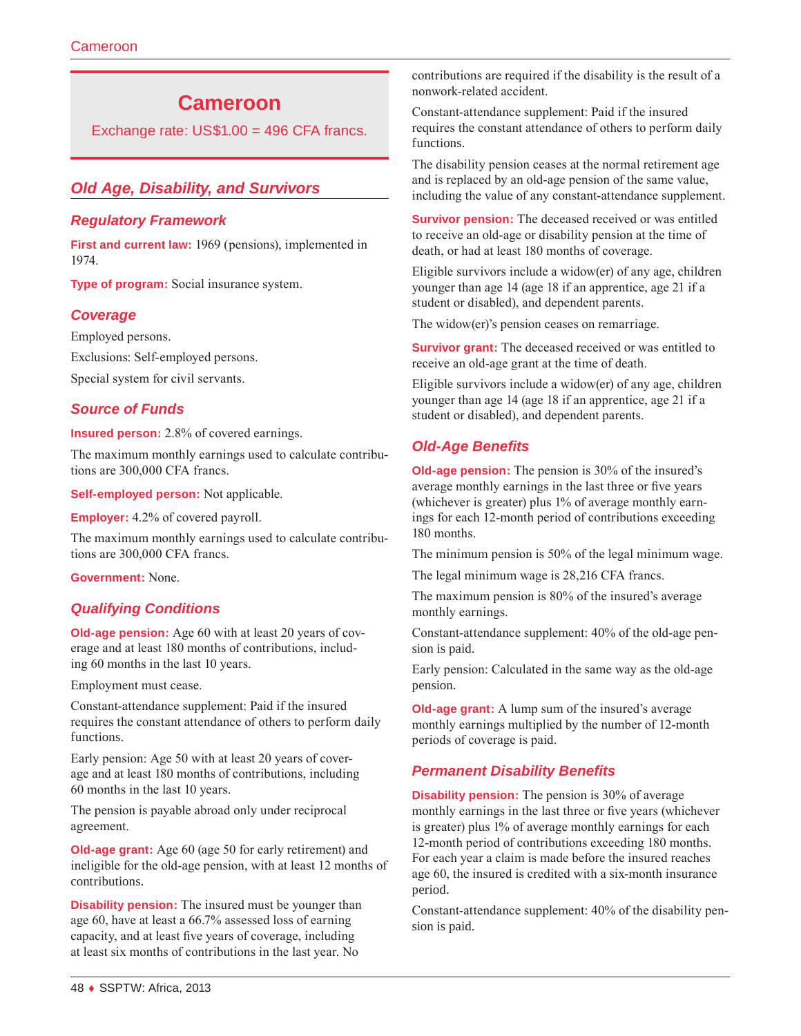# Cameroon

Exchange rate: US$1.00 = 496 CFA francs.

## Old Age, Disability, and Survivors

### Regulatory Framework

**First and current law:** 1969 (pensions), implemented in 1974.

**Type of program:** Social insurance system.

### Coverage

Employed persons.

Exclusions: Self-employed persons.

Special system for civil servants.

### Source of Funds

**Insured person:** 2.8% of covered earnings.

The maximum monthly earnings used to calculate contributions are 300,000 CFA francs.

**Self-employed person:** Not applicable.

**Employer:** 4.2% of covered payroll.

The maximum monthly earnings used to calculate contributions are 300,000 CFA francs.

**Government:** None.

### Qualifying Conditions

**Old-age pension:** Age 60 with at least 20 years of coverage and at least 180 months of contributions, including 60 months in the last 10 years.

Employment must cease.

Constant-attendance supplement: Paid if the insured requires the constant attendance of others to perform daily functions.

Early pension: Age 50 with at least 20 years of coverage and at least 180 months of contributions, including 60 months in the last 10 years.

The pension is payable abroad only under reciprocal agreement.

**Old-age grant:** Age 60 (age 50 for early retirement) and ineligible for the old-age pension, with at least 12 months of contributions.

**Disability pension:** The insured must be younger than age 60, have at least a 66.7% assessed loss of earning capacity, and at least five years of coverage, including at least six months of contributions in the last year. No contributions are required if the disability is the result of a nonwork-related accident.

Constant-attendance supplement: Paid if the insured requires the constant attendance of others to perform daily functions.

The disability pension ceases at the normal retirement age and is replaced by an old-age pension of the same value, including the value of any constant-attendance supplement.

**Survivor pension:** The deceased received or was entitled to receive an old-age or disability pension at the time of death, or had at least 180 months of coverage.

Eligible survivors include a widow(er) of any age, children younger than age 14 (age 18 if an apprentice, age 21 if a student or disabled), and dependent parents.

The widow(er)'s pension ceases on remarriage.

**Survivor grant:** The deceased received or was entitled to receive an old-age grant at the time of death.

Eligible survivors include a widow(er) of any age, children younger than age 14 (age 18 if an apprentice, age 21 if a student or disabled), and dependent parents.

### Old-Age Benefits

**Old-age pension:** The pension is 30% of the insured's average monthly earnings in the last three or five years (whichever is greater) plus 1% of average monthly earnings for each 12-month period of contributions exceeding 180 months.

The minimum pension is 50% of the legal minimum wage.

The legal minimum wage is 28,216 CFA francs.

The maximum pension is 80% of the insured's average monthly earnings.

Constant-attendance supplement: 40% of the old-age pension is paid.

Early pension: Calculated in the same way as the old-age pension.

**Old-age grant:** A lump sum of the insured's average monthly earnings multiplied by the number of 12-month periods of coverage is paid.

### Permanent Disability Benefits

**Disability pension:** The pension is 30% of average monthly earnings in the last three or five years (whichever is greater) plus 1% of average monthly earnings for each 12-month period of contributions exceeding 180 months. For each year a claim is made before the insured reaches age 60, the insured is credited with a six-month insurance period.

Constant-attendance supplement: 40% of the disability pension is paid.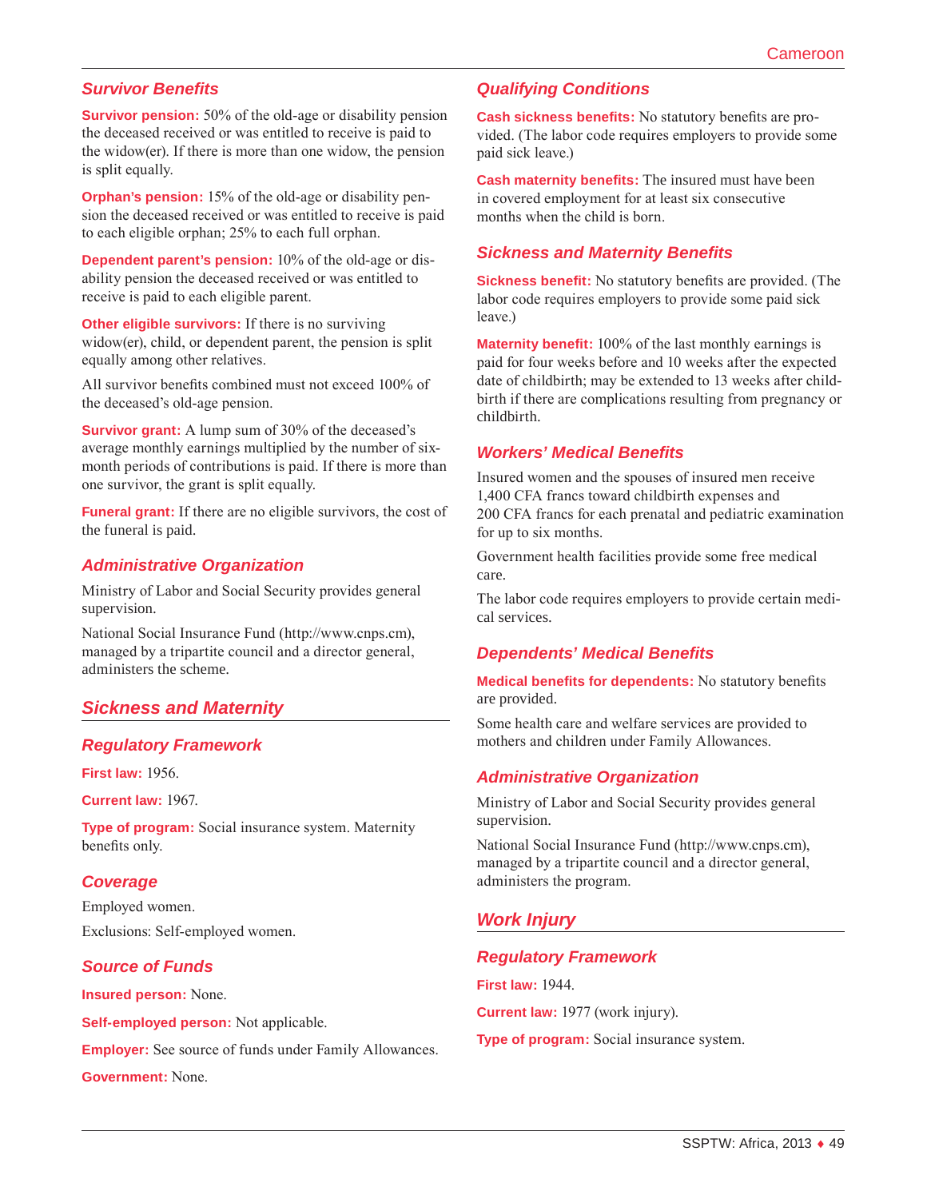### Survivor Benefits

**Survivor pension:** 50% of the old-age or disability pension the deceased received or was entitled to receive is paid to the widow(er). If there is more than one widow, the pension is split equally.

**Orphan's pension:** 15% of the old-age or disability pension the deceased received or was entitled to receive is paid to each eligible orphan; 25% to each full orphan.

**Dependent parent's pension:** 10% of the old-age or disability pension the deceased received or was entitled to receive is paid to each eligible parent.

**Other eligible survivors:** If there is no surviving widow(er), child, or dependent parent, the pension is split equally among other relatives.

All survivor benefits combined must not exceed 100% of the deceased's old-age pension.

**Survivor grant:** A lump sum of 30% of the deceased's average monthly earnings multiplied by the number of six-month periods of contributions is paid. If there is more than one survivor, the grant is split equally.

**Funeral grant:** If there are no eligible survivors, the cost of the funeral is paid.

### Administrative Organization

Ministry of Labor and Social Security provides general supervision.

National Social Insurance Fund (http://www.cnps.cm), managed by a tripartite council and a director general, administers the scheme.

## Sickness and Maternity

### Regulatory Framework

**First law:** 1956.

**Current law:** 1967.

**Type of program:** Social insurance system. Maternity benefits only.

### Coverage

Employed women.

Exclusions: Self-employed women.

### Source of Funds

**Insured person:** None.

**Self-employed person:** Not applicable.

**Employer:** See source of funds under Family Allowances.

**Government:** None.

### Qualifying Conditions

**Cash sickness benefits:** No statutory benefits are provided. (The labor code requires employers to provide some paid sick leave.)

**Cash maternity benefits:** The insured must have been in covered employment for at least six consecutive months when the child is born.

### Sickness and Maternity Benefits

**Sickness benefit:** No statutory benefits are provided. (The labor code requires employers to provide some paid sick leave.)

**Maternity benefit:** 100% of the last monthly earnings is paid for four weeks before and 10 weeks after the expected date of childbirth; may be extended to 13 weeks after childbirth if there are complications resulting from pregnancy or childbirth.

### Workers' Medical Benefits

Insured women and the spouses of insured men receive 1,400 CFA francs toward childbirth expenses and 200 CFA francs for each prenatal and pediatric examination for up to six months.

Government health facilities provide some free medical care.

The labor code requires employers to provide certain medical services.

### Dependents' Medical Benefits

**Medical benefits for dependents:** No statutory benefits are provided.

Some health care and welfare services are provided to mothers and children under Family Allowances.

### Administrative Organization

Ministry of Labor and Social Security provides general supervision.

National Social Insurance Fund (http://www.cnps.cm), managed by a tripartite council and a director general, administers the program.

## Work Injury

### Regulatory Framework

**First law:** 1944.

**Current law:** 1977 (work injury).

**Type of program:** Social insurance system.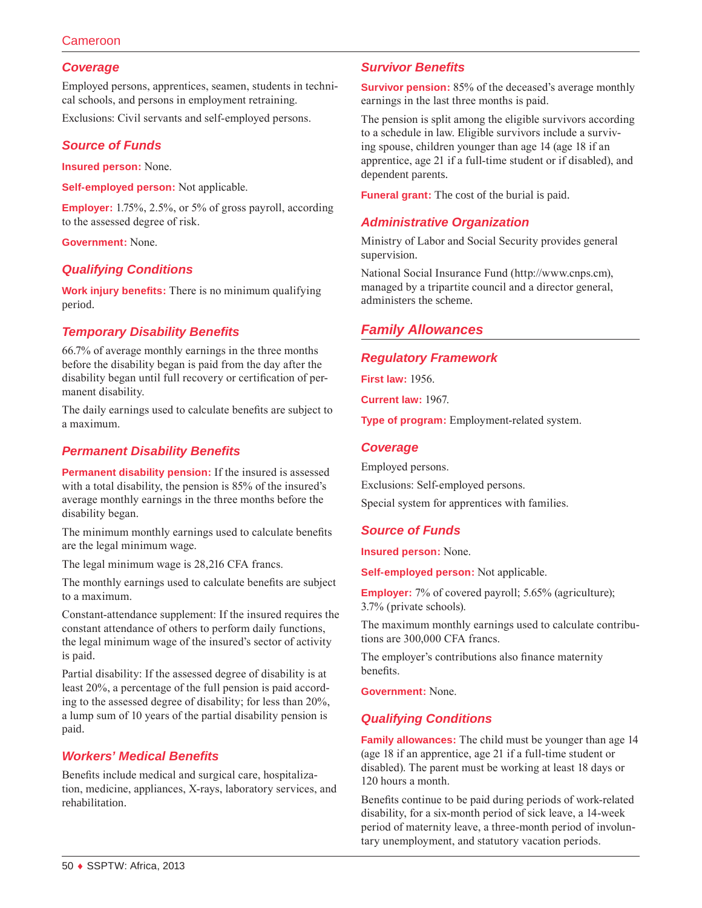### Coverage

Employed persons, apprentices, seamen, students in technical schools, and persons in employment retraining.

Exclusions: Civil servants and self-employed persons.

### Source of Funds

**Insured person:** None.

**Self-employed person:** Not applicable.

**Employer:** 1.75%, 2.5%, or 5% of gross payroll, according to the assessed degree of risk.

**Government:** None.

### Qualifying Conditions

**Work injury benefits:** There is no minimum qualifying period.

### Temporary Disability Benefits

66.7% of average monthly earnings in the three months before the disability began is paid from the day after the disability began until full recovery or certification of permanent disability.

The daily earnings used to calculate benefits are subject to a maximum.

### Permanent Disability Benefits

**Permanent disability pension:** If the insured is assessed with a total disability, the pension is 85% of the insured's average monthly earnings in the three months before the disability began.

The minimum monthly earnings used to calculate benefits are the legal minimum wage.

The legal minimum wage is 28,216 CFA francs.

The monthly earnings used to calculate benefits are subject to a maximum.

Constant-attendance supplement: If the insured requires the constant attendance of others to perform daily functions, the legal minimum wage of the insured's sector of activity is paid.

Partial disability: If the assessed degree of disability is at least 20%, a percentage of the full pension is paid according to the assessed degree of disability; for less than 20%, a lump sum of 10 years of the partial disability pension is paid.

### Workers' Medical Benefits

Benefits include medical and surgical care, hospitalization, medicine, appliances, X-rays, laboratory services, and rehabilitation.

### Survivor Benefits

**Survivor pension:** 85% of the deceased's average monthly earnings in the last three months is paid.

The pension is split among the eligible survivors according to a schedule in law. Eligible survivors include a surviving spouse, children younger than age 14 (age 18 if an apprentice, age 21 if a full-time student or if disabled), and dependent parents.

**Funeral grant:** The cost of the burial is paid.

### Administrative Organization

Ministry of Labor and Social Security provides general supervision.

National Social Insurance Fund (http://www.cnps.cm), managed by a tripartite council and a director general, administers the scheme.

## Family Allowances

### Regulatory Framework

**First law:** 1956.

**Current law:** 1967.

**Type of program:** Employment-related system.

### Coverage

Employed persons.

Exclusions: Self-employed persons.

Special system for apprentices with families.

### Source of Funds

**Insured person:** None.

**Self-employed person:** Not applicable.

**Employer:** 7% of covered payroll; 5.65% (agriculture); 3.7% (private schools).

The maximum monthly earnings used to calculate contributions are 300,000 CFA francs.

The employer's contributions also finance maternity benefits.

**Government:** None.

### Qualifying Conditions

**Family allowances:** The child must be younger than age 14 (age 18 if an apprentice, age 21 if a full-time student or disabled). The parent must be working at least 18 days or 120 hours a month.

Benefits continue to be paid during periods of work-related disability, for a six-month period of sick leave, a 14-week period of maternity leave, a three-month period of involuntary unemployment, and statutory vacation periods.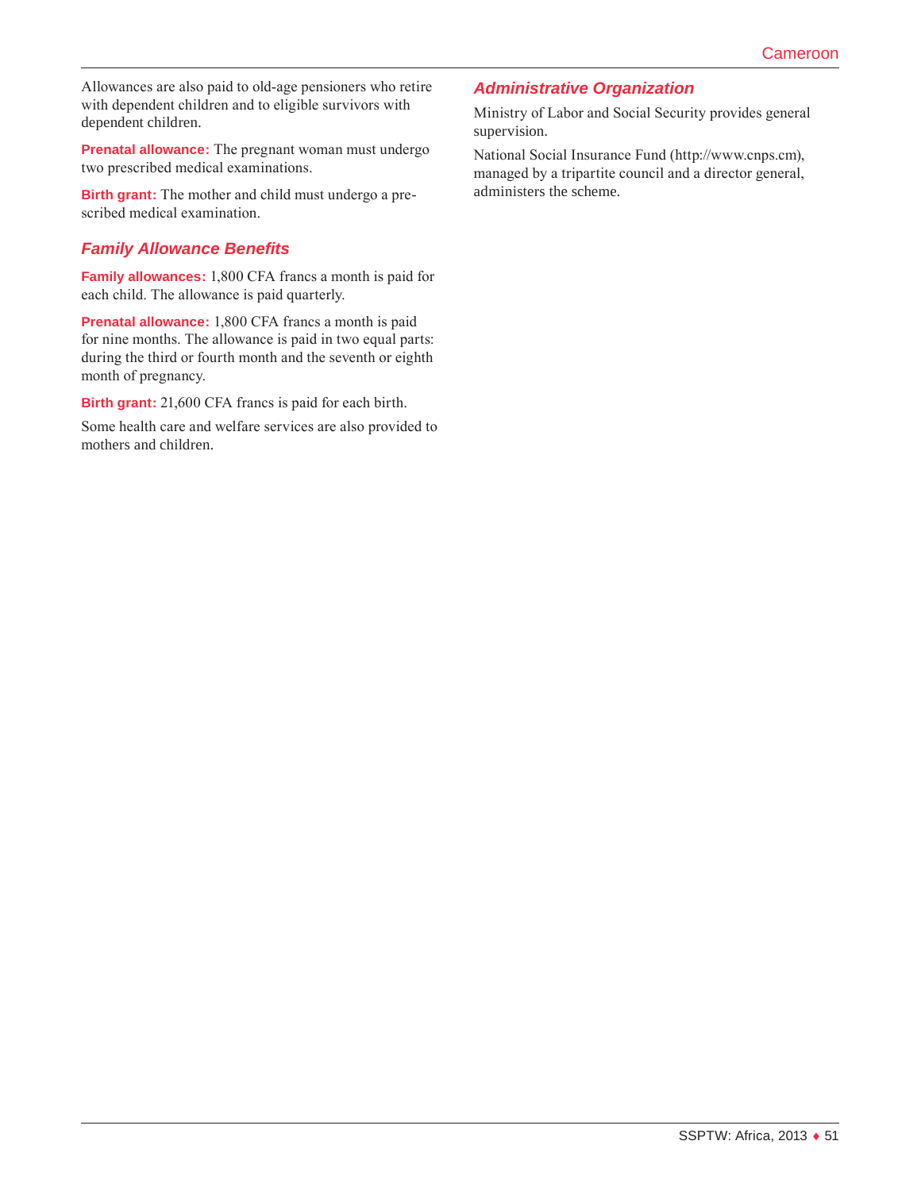Allowances are also paid to old-age pensioners who retire with dependent children and to eligible survivors with dependent children.

**Prenatal allowance:** The pregnant woman must undergo two prescribed medical examinations.

**Birth grant:** The mother and child must undergo a prescribed medical examination.

### *Family Allowance Benefits*

**Family allowances:** 1,800 CFA francs a month is paid for each child. The allowance is paid quarterly.

**Prenatal allowance:** 1,800 CFA francs a month is paid for nine months. The allowance is paid in two equal parts: during the third or fourth month and the seventh or eighth month of pregnancy.

**Birth grant:** 21,600 CFA francs is paid for each birth.

Some health care and welfare services are also provided to mothers and children.

### *Administrative Organization*

Ministry of Labor and Social Security provides general supervision.

National Social Insurance Fund (http://www.cnps.cm), managed by a tripartite council and a director general, administers the scheme.